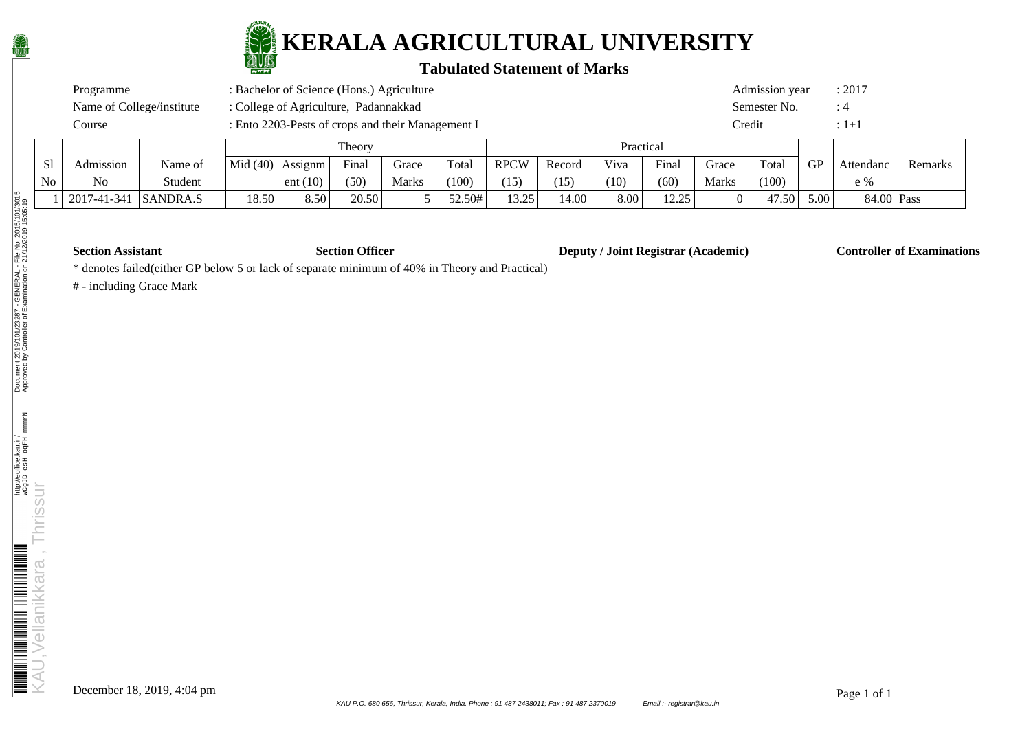# KERALA AGRICULTURAL UNIVERSITY

## Tabulated Statement of Marks

| | | | |
|---|---|---|---|
| Programme | : Bachelor of Science (Hons.) Agriculture | Admission year | : 2017 |
| Name of College/institute | : College of Agriculture, Padannakkad | Semester No. | : 4 |
| Course | : Ento 2203-Pests of crops and their Management I | Credit | : 1+1 |

| Sl No | Admission No | Name of Student | Theory | | | | | Practical | | | | | | GP | Attendance % | Remarks |
|---|---|---|---|---|---|---|---|---|---|---|---|---|---|---|---|---|
| | | | Mid (40) | Assignment (10) | Final (50) | Grace Marks | Total (100) | RPCW (15) | Record (15) | Viva (10) | Final (60) | Grace Marks | Total (100) | | | |
| 1 | 2017-41-341 | SANDRA.S | 18.50 | 8.50 | 20.50 | 5 | 52.50# | 13.25 | 14.00 | 8.00 | 12.25 | 0 | 47.50 | 5.00 | 84.00 | Pass |

**Section Assistant** **Section Officer** **Deputy / Joint Registrar (Academic)** **Controller of Examinations**

* denotes failed(either GP below 5 or lack of separate minimum of 40% in Theory and Practical)

# - including Grace Mark

December 18, 2019, 4:04 pm

*KAU P.O. 680 656, Thrissur, Kerala, India. Phone : 91 487 2438011; Fax : 91 487 2370019 Email :- registrar@kau.in*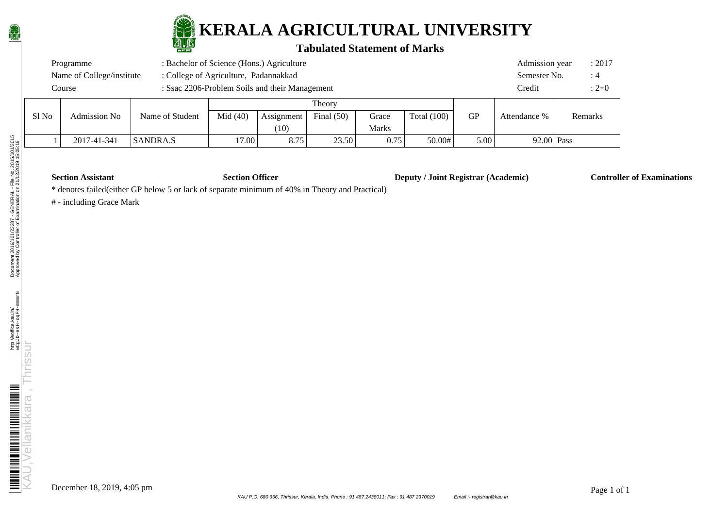# KERALA AGRICULTURAL UNIVERSITY

## Tabulated Statement of Marks

| | | | |
|---|---|---|---|
| Programme | : Bachelor of Science (Hons.) Agriculture | Admission year | : 2017 |
| Name of College/institute | : College of Agriculture, Padannakkad | Semester No. | : 4 |
| Course | : Ssac 2206-Problem Soils and their Management | Credit | : 2+0 |

| Sl No | Admission No | Name of Student | Theory | | | | | GP | Attendance % | Remarks |
|---|---|---|---|---|---|---|---|---|---|---|
| | | | Mid (40) | Assignment (10) | Final (50) | Grace Marks | Total (100) | | | |
| 1 | 2017-41-341 | SANDRA.S | 17.00 | 8.75 | 23.50 | 0.75 | 50.00# | 5.00 | 92.00 | Pass |

**Section Assistant** **Section Officer** **Deputy / Joint Registrar (Academic)** **Controller of Examinations**

* denotes failed(either GP below 5 or lack of separate minimum of 40% in Theory and Practical)

# - including Grace Mark

December 18, 2019, 4:05 pm

KAU P.O. 680 656, Thrissur, Kerala, India. Phone : 91 487 2438011; Fax : 91 487 2370019 Email :- registrar@kau.in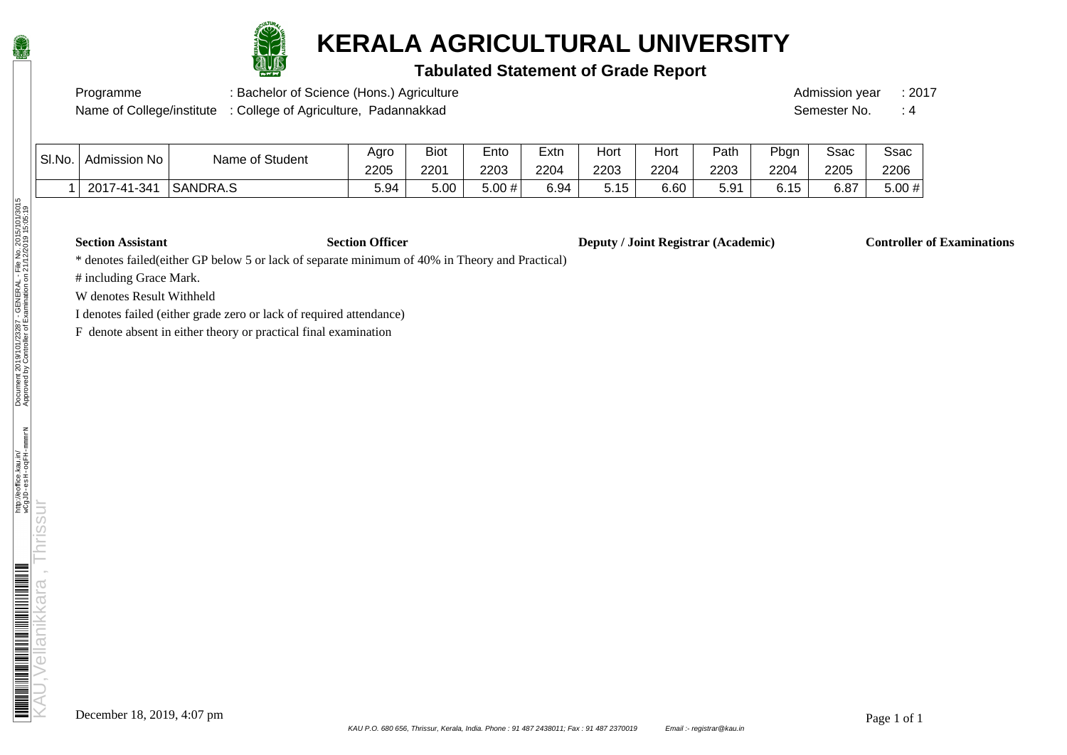# KERALA AGRICULTURAL UNIVERSITY

## Tabulated Statement of Grade Report

Programme : Bachelor of Science (Hons.) Agriculture

Name of College/institute : College of Agriculture, Padannakkad

Admission year : 2017

Semester No. : 4

| Sl.No. | Admission No | Name of Student | Agro 2205 | Biot 2201 | Ento 2203 | Extn 2204 | Hort 2203 | Hort 2204 | Path 2203 | Pbgn 2204 | Ssac 2205 | Ssac 2206 |
|---|---|---|---|---|---|---|---|---|---|---|---|---|
| 1 | 2017-41-341 | SANDRA.S | 5.94 | 5.00 | 5.00 # | 6.94 | 5.15 | 6.60 | 5.91 | 6.15 | 6.87 | 5.00 # |

**Section Assistant** **Section Officer** **Deputy / Joint Registrar (Academic)** **Controller of Examinations**

* denotes failed(either GP below 5 or lack of separate minimum of 40% in Theory and Practical)

# including Grace Mark.

W denotes Result Withheld

I denotes failed (either grade zero or lack of required attendance)

F denote absent in either theory or practical final examination

December 18, 2019, 4:07 pm

KAU P.O. 680 656, Thrissur, Kerala, India. Phone : 91 487 2438011; Fax : 91 487 2370019 Email :- registrar@kau.in